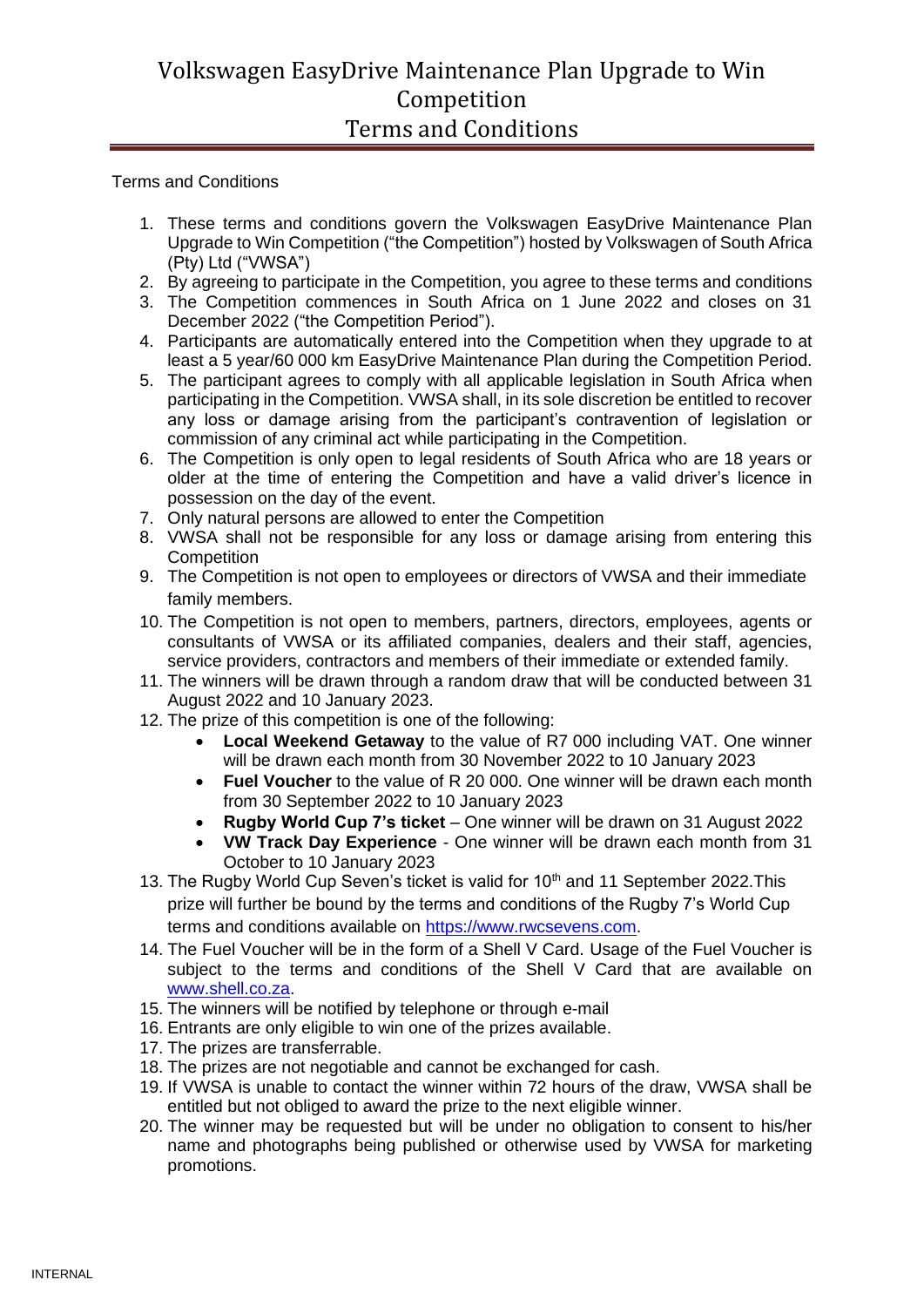# Volkswagen EasyDrive Maintenance Plan Upgrade to Win Competition
## Terms and Conditions

Terms and Conditions

1. These terms and conditions govern the Volkswagen EasyDrive Maintenance Plan Upgrade to Win Competition ("the Competition") hosted by Volkswagen of South Africa (Pty) Ltd ("VWSA")
2. By agreeing to participate in the Competition, you agree to these terms and conditions
3. The Competition commences in South Africa on 1 June 2022 and closes on 31 December 2022 ("the Competition Period").
4. Participants are automatically entered into the Competition when they upgrade to at least a 5 year/60 000 km EasyDrive Maintenance Plan during the Competition Period.
5. The participant agrees to comply with all applicable legislation in South Africa when participating in the Competition. VWSA shall, in its sole discretion be entitled to recover any loss or damage arising from the participant's contravention of legislation or commission of any criminal act while participating in the Competition.
6. The Competition is only open to legal residents of South Africa who are 18 years or older at the time of entering the Competition and have a valid driver's licence in possession on the day of the event.
7. Only natural persons are allowed to enter the Competition
8. VWSA shall not be responsible for any loss or damage arising from entering this Competition
9. The Competition is not open to employees or directors of VWSA and their immediate family members.
10. The Competition is not open to members, partners, directors, employees, agents or consultants of VWSA or its affiliated companies, dealers and their staff, agencies, service providers, contractors and members of their immediate or extended family.
11. The winners will be drawn through a random draw that will be conducted between 31 August 2022 and 10 January 2023.
12. The prize of this competition is one of the following:
    - **Local Weekend Getaway** to the value of R7 000 including VAT. One winner will be drawn each month from 30 November 2022 to 10 January 2023
    - **Fuel Voucher** to the value of R 20 000. One winner will be drawn each month from 30 September 2022 to 10 January 2023
    - **Rugby World Cup 7's ticket** – One winner will be drawn on 31 August 2022
    - **VW Track Day Experience** - One winner will be drawn each month from 31 October to 10 January 2023
13. The Rugby World Cup Seven's ticket is valid for 10th and 11 September 2022.This prize will further be bound by the terms and conditions of the Rugby 7's World Cup terms and conditions available on https://www.rwcsevens.com.
14. The Fuel Voucher will be in the form of a Shell V Card. Usage of the Fuel Voucher is subject to the terms and conditions of the Shell V Card that are available on www.shell.co.za.
15. The winners will be notified by telephone or through e-mail
16. Entrants are only eligible to win one of the prizes available.
17. The prizes are transferrable.
18. The prizes are not negotiable and cannot be exchanged for cash.
19. If VWSA is unable to contact the winner within 72 hours of the draw, VWSA shall be entitled but not obliged to award the prize to the next eligible winner.
20. The winner may be requested but will be under no obligation to consent to his/her name and photographs being published or otherwise used by VWSA for marketing promotions.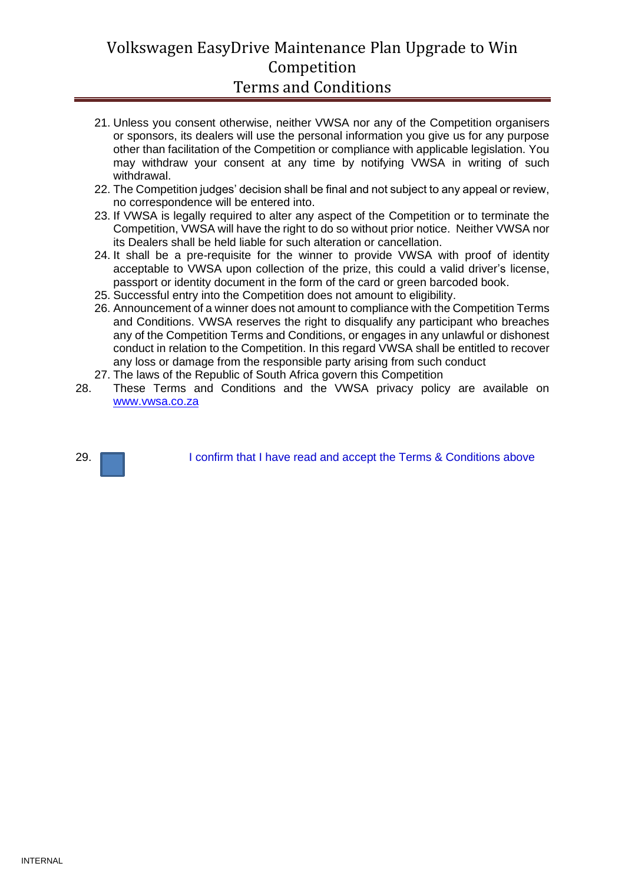21. Unless you consent otherwise, neither VWSA nor any of the Competition organisers or sponsors, its dealers will use the personal information you give us for any purpose other than facilitation of the Competition or compliance with applicable legislation. You may withdraw your consent at any time by notifying VWSA in writing of such withdrawal.
22. The Competition judges' decision shall be final and not subject to any appeal or review, no correspondence will be entered into.
23. If VWSA is legally required to alter any aspect of the Competition or to terminate the Competition, VWSA will have the right to do so without prior notice. Neither VWSA nor its Dealers shall be held liable for such alteration or cancellation.
24. It shall be a pre-requisite for the winner to provide VWSA with proof of identity acceptable to VWSA upon collection of the prize, this could a valid driver's license, passport or identity document in the form of the card or green barcoded book.
25. Successful entry into the Competition does not amount to eligibility.
26. Announcement of a winner does not amount to compliance with the Competition Terms and Conditions. VWSA reserves the right to disqualify any participant who breaches any of the Competition Terms and Conditions, or engages in any unlawful or dishonest conduct in relation to the Competition. In this regard VWSA shall be entitled to recover any loss or damage from the responsible party arising from such conduct
27. The laws of the Republic of South Africa govern this Competition
28. These Terms and Conditions and the VWSA privacy policy are available on www.vwsa.co.za

29. ☐ I confirm that I have read and accept the Terms & Conditions above

INTERNAL